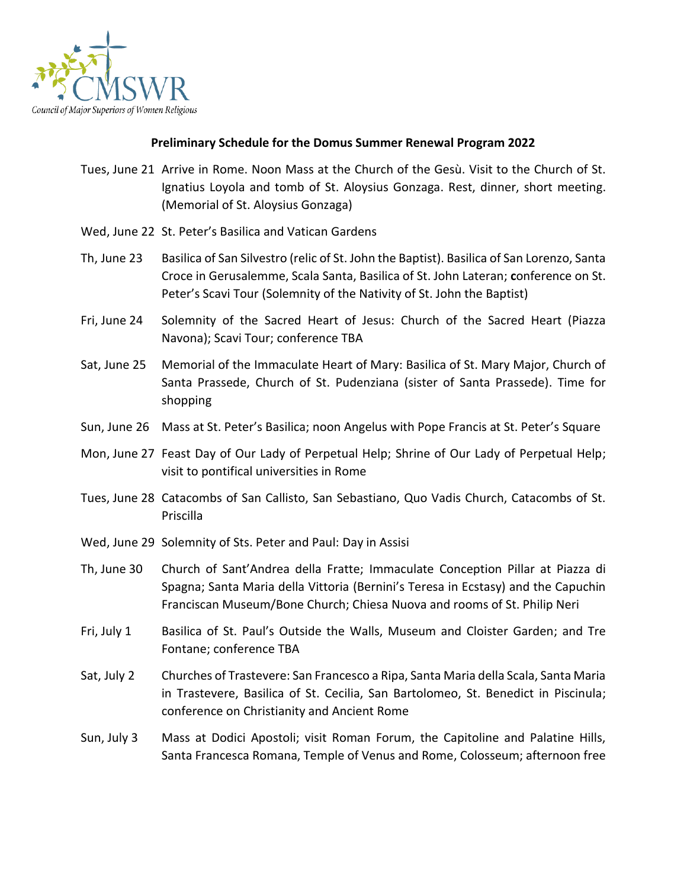CMSWR

Council of Major Superiors of Women Religious

## Preliminary Schedule for the Domus Summer Renewal Program 2022

| | |
|---|---|
| Tues, June 21 | Arrive in Rome. Noon Mass at the Church of the Gesù. Visit to the Church of St. Ignatius Loyola and tomb of St. Aloysius Gonzaga. Rest, dinner, short meeting. (Memorial of St. Aloysius Gonzaga) |
| Wed, June 22 | St. Peter's Basilica and Vatican Gardens |
| Th, June 23 | Basilica of San Silvestro (relic of St. John the Baptist). Basilica of San Lorenzo, Santa Croce in Gerusalemme, Scala Santa, Basilica of St. John Lateran; **c**onference on St. Peter's Scavi Tour (Solemnity of the Nativity of St. John the Baptist) |
| Fri, June 24 | Solemnity of the Sacred Heart of Jesus: Church of the Sacred Heart (Piazza Navona); Scavi Tour; conference TBA |
| Sat, June 25 | Memorial of the Immaculate Heart of Mary: Basilica of St. Mary Major, Church of Santa Prassede, Church of St. Pudenziana (sister of Santa Prassede). Time for shopping |
| Sun, June 26 | Mass at St. Peter's Basilica; noon Angelus with Pope Francis at St. Peter's Square |
| Mon, June 27 | Feast Day of Our Lady of Perpetual Help; Shrine of Our Lady of Perpetual Help; visit to pontifical universities in Rome |
| Tues, June 28 | Catacombs of San Callisto, San Sebastiano, Quo Vadis Church, Catacombs of St. Priscilla |
| Wed, June 29 | Solemnity of Sts. Peter and Paul: Day in Assisi |
| Th, June 30 | Church of Sant'Andrea della Fratte; Immaculate Conception Pillar at Piazza di Spagna; Santa Maria della Vittoria (Bernini's Teresa in Ecstasy) and the Capuchin Franciscan Museum/Bone Church; Chiesa Nuova and rooms of St. Philip Neri |
| Fri, July 1 | Basilica of St. Paul's Outside the Walls, Museum and Cloister Garden; and Tre Fontane; conference TBA |
| Sat, July 2 | Churches of Trastevere: San Francesco a Ripa, Santa Maria della Scala, Santa Maria in Trastevere, Basilica of St. Cecilia, San Bartolomeo, St. Benedict in Piscinula; conference on Christianity and Ancient Rome |
| Sun, July 3 | Mass at Dodici Apostoli; visit Roman Forum, the Capitoline and Palatine Hills, Santa Francesca Romana, Temple of Venus and Rome, Colosseum; afternoon free |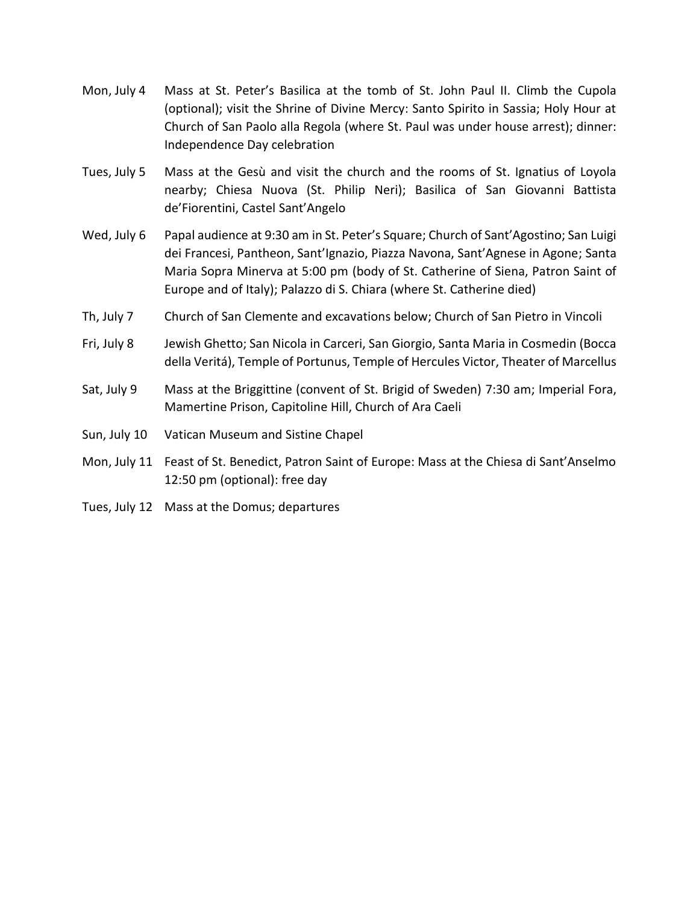| | |
|---|---|
| Mon, July 4 | Mass at St. Peter's Basilica at the tomb of St. John Paul II. Climb the Cupola (optional); visit the Shrine of Divine Mercy: Santo Spirito in Sassia; Holy Hour at Church of San Paolo alla Regola (where St. Paul was under house arrest); dinner: Independence Day celebration |
| Tues, July 5 | Mass at the Gesù and visit the church and the rooms of St. Ignatius of Loyola nearby; Chiesa Nuova (St. Philip Neri); Basilica of San Giovanni Battista de'Fiorentini, Castel Sant'Angelo |
| Wed, July 6 | Papal audience at 9:30 am in St. Peter's Square; Church of Sant'Agostino; San Luigi dei Francesi, Pantheon, Sant'Ignazio, Piazza Navona, Sant'Agnese in Agone; Santa Maria Sopra Minerva at 5:00 pm (body of St. Catherine of Siena, Patron Saint of Europe and of Italy); Palazzo di S. Chiara (where St. Catherine died) |
| Th, July 7 | Church of San Clemente and excavations below; Church of San Pietro in Vincoli |
| Fri, July 8 | Jewish Ghetto; San Nicola in Carceri, San Giorgio, Santa Maria in Cosmedin (Bocca della Veritá), Temple of Portunus, Temple of Hercules Victor, Theater of Marcellus |
| Sat, July 9 | Mass at the Briggittine (convent of St. Brigid of Sweden) 7:30 am; Imperial Fora, Mamertine Prison, Capitoline Hill, Church of Ara Caeli |
| Sun, July 10 | Vatican Museum and Sistine Chapel |
| Mon, July 11 | Feast of St. Benedict, Patron Saint of Europe: Mass at the Chiesa di Sant'Anselmo 12:50 pm (optional): free day |
| Tues, July 12 | Mass at the Domus; departures |